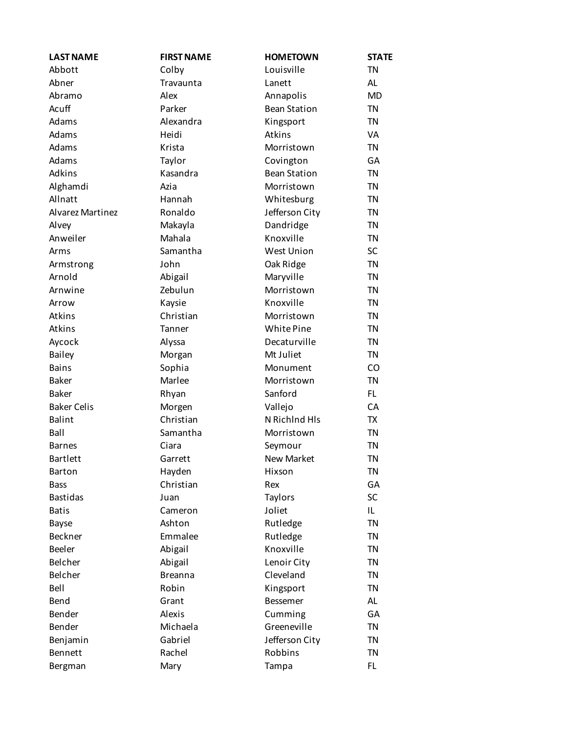| LAST NAME | FIRST NAME | HOMETOWN | STATE |
|---|---|---|---|
| Abbott | Colby | Louisville | TN |
| Abner | Travaunta | Lanett | AL |
| Abramo | Alex | Annapolis | MD |
| Acuff | Parker | Bean Station | TN |
| Adams | Alexandra | Kingsport | TN |
| Adams | Heidi | Atkins | VA |
| Adams | Krista | Morristown | TN |
| Adams | Taylor | Covington | GA |
| Adkins | Kasandra | Bean Station | TN |
| Alghamdi | Azia | Morristown | TN |
| Allnatt | Hannah | Whitesburg | TN |
| Alvarez Martinez | Ronaldo | Jefferson City | TN |
| Alvey | Makayla | Dandridge | TN |
| Anweiler | Mahala | Knoxville | TN |
| Arms | Samantha | West Union | SC |
| Armstrong | John | Oak Ridge | TN |
| Arnold | Abigail | Maryville | TN |
| Arnwine | Zebulun | Morristown | TN |
| Arrow | Kaysie | Knoxville | TN |
| Atkins | Christian | Morristown | TN |
| Atkins | Tanner | White Pine | TN |
| Aycock | Alyssa | Decaturville | TN |
| Bailey | Morgan | Mt Juliet | TN |
| Bains | Sophia | Monument | CO |
| Baker | Marlee | Morristown | TN |
| Baker | Rhyan | Sanford | FL |
| Baker Celis | Morgen | Vallejo | CA |
| Balint | Christian | N Richlnd Hls | TX |
| Ball | Samantha | Morristown | TN |
| Barnes | Ciara | Seymour | TN |
| Bartlett | Garrett | New Market | TN |
| Barton | Hayden | Hixson | TN |
| Bass | Christian | Rex | GA |
| Bastidas | Juan | Taylors | SC |
| Batis | Cameron | Joliet | IL |
| Bayse | Ashton | Rutledge | TN |
| Beckner | Emmalee | Rutledge | TN |
| Beeler | Abigail | Knoxville | TN |
| Belcher | Abigail | Lenoir City | TN |
| Belcher | Breanna | Cleveland | TN |
| Bell | Robin | Kingsport | TN |
| Bend | Grant | Bessemer | AL |
| Bender | Alexis | Cumming | GA |
| Bender | Michaela | Greeneville | TN |
| Benjamin | Gabriel | Jefferson City | TN |
| Bennett | Rachel | Robbins | TN |
| Bergman | Mary | Tampa | FL |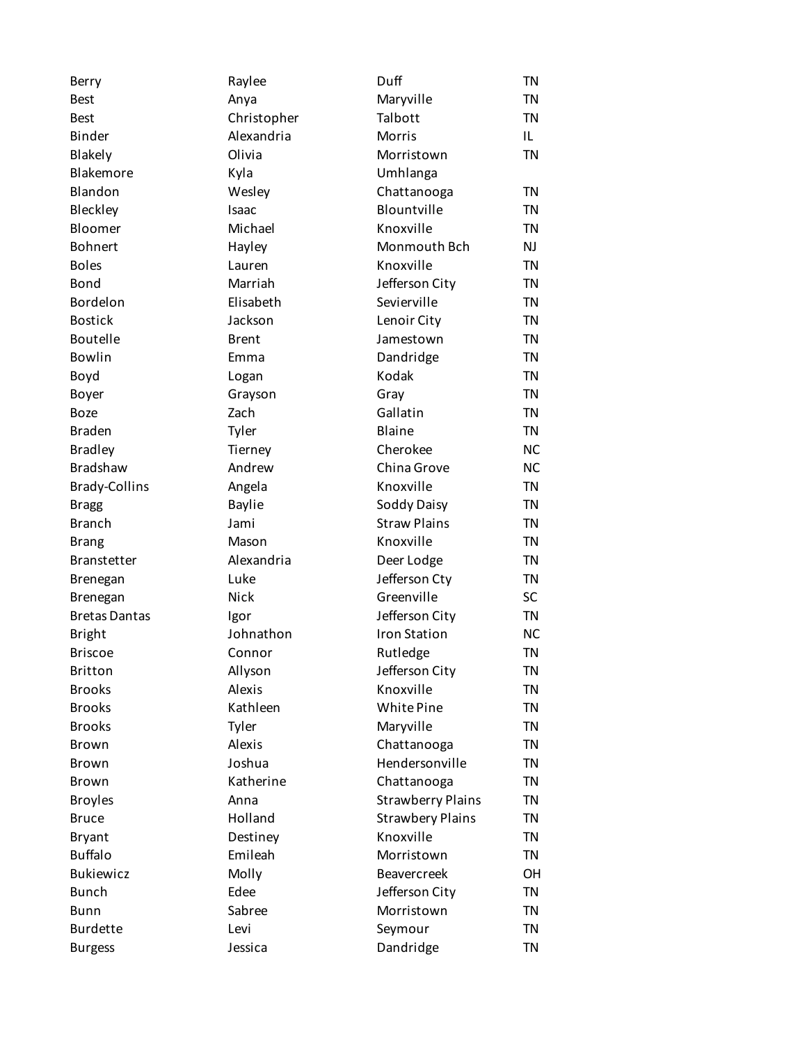| Berry | Raylee | Duff | TN |
|---|---|---|---|
| Best | Anya | Maryville | TN |
| Best | Christopher | Talbott | TN |
| Binder | Alexandria | Morris | IL |
| Blakely | Olivia | Morristown | TN |
| Blakemore | Kyla | Umhlanga | |
| Blandon | Wesley | Chattanooga | TN |
| Bleckley | Isaac | Blountville | TN |
| Bloomer | Michael | Knoxville | TN |
| Bohnert | Hayley | Monmouth Bch | NJ |
| Boles | Lauren | Knoxville | TN |
| Bond | Marriah | Jefferson City | TN |
| Bordelon | Elisabeth | Sevierville | TN |
| Bostick | Jackson | Lenoir City | TN |
| Boutelle | Brent | Jamestown | TN |
| Bowlin | Emma | Dandridge | TN |
| Boyd | Logan | Kodak | TN |
| Boyer | Grayson | Gray | TN |
| Boze | Zach | Gallatin | TN |
| Braden | Tyler | Blaine | TN |
| Bradley | Tierney | Cherokee | NC |
| Bradshaw | Andrew | China Grove | NC |
| Brady-Collins | Angela | Knoxville | TN |
| Bragg | Baylie | Soddy Daisy | TN |
| Branch | Jami | Straw Plains | TN |
| Brang | Mason | Knoxville | TN |
| Branstetter | Alexandria | Deer Lodge | TN |
| Brenegan | Luke | Jefferson Cty | TN |
| Brenegan | Nick | Greenville | SC |
| Bretas Dantas | Igor | Jefferson City | TN |
| Bright | Johnathon | Iron Station | NC |
| Briscoe | Connor | Rutledge | TN |
| Britton | Allyson | Jefferson City | TN |
| Brooks | Alexis | Knoxville | TN |
| Brooks | Kathleen | White Pine | TN |
| Brooks | Tyler | Maryville | TN |
| Brown | Alexis | Chattanooga | TN |
| Brown | Joshua | Hendersonville | TN |
| Brown | Katherine | Chattanooga | TN |
| Broyles | Anna | Strawberry Plains | TN |
| Bruce | Holland | Strawbery Plains | TN |
| Bryant | Destiney | Knoxville | TN |
| Buffalo | Emileah | Morristown | TN |
| Bukiewicz | Molly | Beavercreek | OH |
| Bunch | Edee | Jefferson City | TN |
| Bunn | Sabree | Morristown | TN |
| Burdette | Levi | Seymour | TN |
| Burgess | Jessica | Dandridge | TN |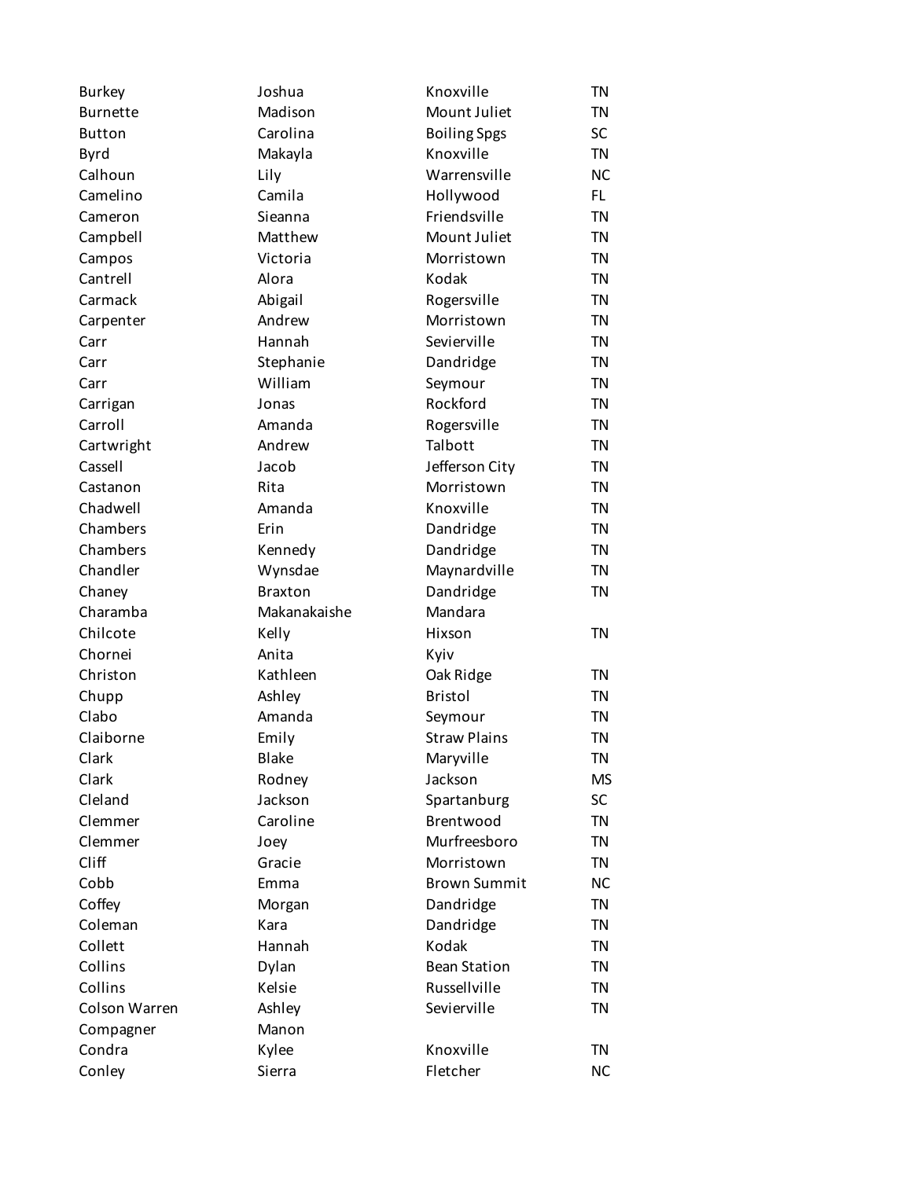| | | | |
|---|---|---|---|
| Burkey | Joshua | Knoxville | TN |
| Burnette | Madison | Mount Juliet | TN |
| Button | Carolina | Boiling Spgs | SC |
| Byrd | Makayla | Knoxville | TN |
| Calhoun | Lily | Warrensville | NC |
| Camelino | Camila | Hollywood | FL |
| Cameron | Sieanna | Friendsville | TN |
| Campbell | Matthew | Mount Juliet | TN |
| Campos | Victoria | Morristown | TN |
| Cantrell | Alora | Kodak | TN |
| Carmack | Abigail | Rogersville | TN |
| Carpenter | Andrew | Morristown | TN |
| Carr | Hannah | Sevierville | TN |
| Carr | Stephanie | Dandridge | TN |
| Carr | William | Seymour | TN |
| Carrigan | Jonas | Rockford | TN |
| Carroll | Amanda | Rogersville | TN |
| Cartwright | Andrew | Talbott | TN |
| Cassell | Jacob | Jefferson City | TN |
| Castanon | Rita | Morristown | TN |
| Chadwell | Amanda | Knoxville | TN |
| Chambers | Erin | Dandridge | TN |
| Chambers | Kennedy | Dandridge | TN |
| Chandler | Wynsdae | Maynardville | TN |
| Chaney | Braxton | Dandridge | TN |
| Charamba | Makanakaishe | Mandara | |
| Chilcote | Kelly | Hixson | TN |
| Chornei | Anita | Kyiv | |
| Christon | Kathleen | Oak Ridge | TN |
| Chupp | Ashley | Bristol | TN |
| Clabo | Amanda | Seymour | TN |
| Claiborne | Emily | Straw Plains | TN |
| Clark | Blake | Maryville | TN |
| Clark | Rodney | Jackson | MS |
| Cleland | Jackson | Spartanburg | SC |
| Clemmer | Caroline | Brentwood | TN |
| Clemmer | Joey | Murfreesboro | TN |
| Cliff | Gracie | Morristown | TN |
| Cobb | Emma | Brown Summit | NC |
| Coffey | Morgan | Dandridge | TN |
| Coleman | Kara | Dandridge | TN |
| Collett | Hannah | Kodak | TN |
| Collins | Dylan | Bean Station | TN |
| Collins | Kelsie | Russellville | TN |
| Colson Warren | Ashley | Sevierville | TN |
| Compagner | Manon | | |
| Condra | Kylee | Knoxville | TN |
| Conley | Sierra | Fletcher | NC |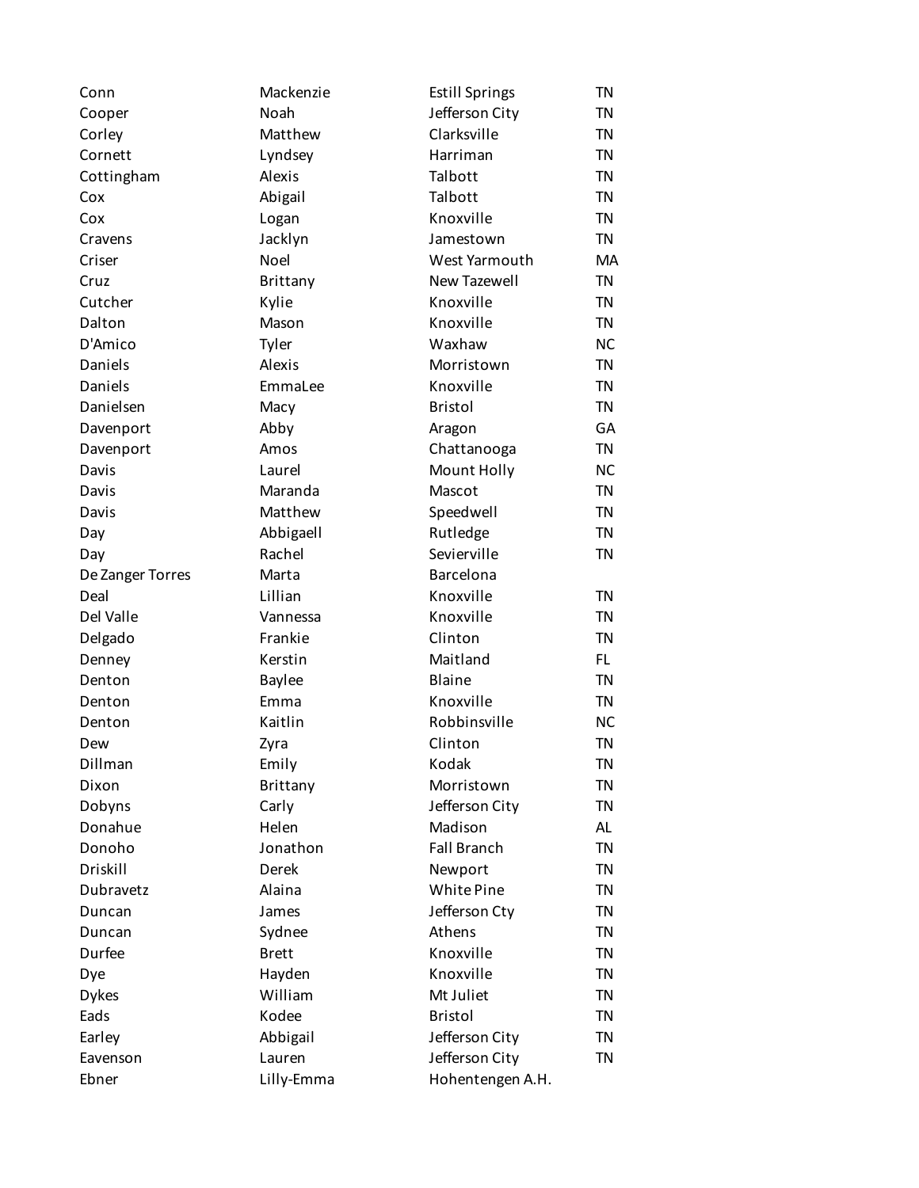| | | | |
|---|---|---|---|
| Conn | Mackenzie | Estill Springs | TN |
| Cooper | Noah | Jefferson City | TN |
| Corley | Matthew | Clarksville | TN |
| Cornett | Lyndsey | Harriman | TN |
| Cottingham | Alexis | Talbott | TN |
| Cox | Abigail | Talbott | TN |
| Cox | Logan | Knoxville | TN |
| Cravens | Jacklyn | Jamestown | TN |
| Criser | Noel | West Yarmouth | MA |
| Cruz | Brittany | New Tazewell | TN |
| Cutcher | Kylie | Knoxville | TN |
| Dalton | Mason | Knoxville | TN |
| D'Amico | Tyler | Waxhaw | NC |
| Daniels | Alexis | Morristown | TN |
| Daniels | EmmaLee | Knoxville | TN |
| Danielsen | Macy | Bristol | TN |
| Davenport | Abby | Aragon | GA |
| Davenport | Amos | Chattanooga | TN |
| Davis | Laurel | Mount Holly | NC |
| Davis | Maranda | Mascot | TN |
| Davis | Matthew | Speedwell | TN |
| Day | Abbigaell | Rutledge | TN |
| Day | Rachel | Sevierville | TN |
| De Zanger Torres | Marta | Barcelona | |
| Deal | Lillian | Knoxville | TN |
| Del Valle | Vannessa | Knoxville | TN |
| Delgado | Frankie | Clinton | TN |
| Denney | Kerstin | Maitland | FL |
| Denton | Baylee | Blaine | TN |
| Denton | Emma | Knoxville | TN |
| Denton | Kaitlin | Robbinsville | NC |
| Dew | Zyra | Clinton | TN |
| Dillman | Emily | Kodak | TN |
| Dixon | Brittany | Morristown | TN |
| Dobyns | Carly | Jefferson City | TN |
| Donahue | Helen | Madison | AL |
| Donoho | Jonathon | Fall Branch | TN |
| Driskill | Derek | Newport | TN |
| Dubravetz | Alaina | White Pine | TN |
| Duncan | James | Jefferson Cty | TN |
| Duncan | Sydnee | Athens | TN |
| Durfee | Brett | Knoxville | TN |
| Dye | Hayden | Knoxville | TN |
| Dykes | William | Mt Juliet | TN |
| Eads | Kodee | Bristol | TN |
| Earley | Abbigail | Jefferson City | TN |
| Eavenson | Lauren | Jefferson City | TN |
| Ebner | Lilly-Emma | Hohentengen A.H. | |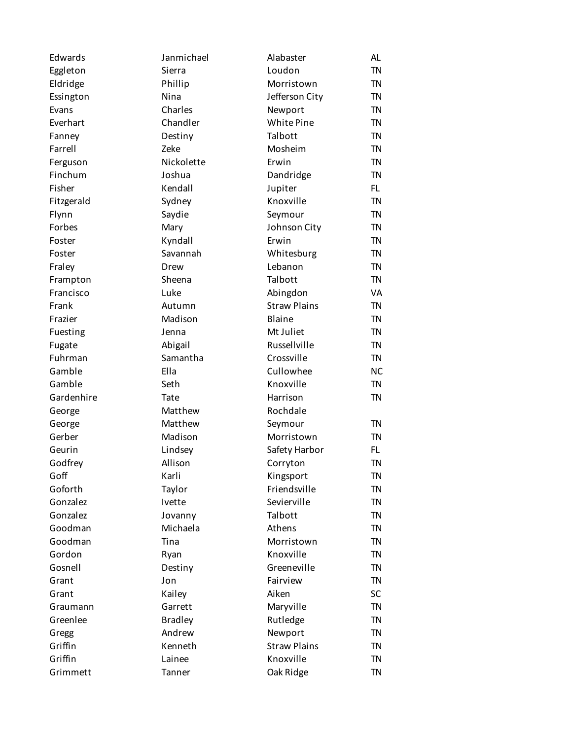| | | | |
|---|---|---|---|
| Edwards | Janmichael | Alabaster | AL |
| Eggleton | Sierra | Loudon | TN |
| Eldridge | Phillip | Morristown | TN |
| Essington | Nina | Jefferson City | TN |
| Evans | Charles | Newport | TN |
| Everhart | Chandler | White Pine | TN |
| Fanney | Destiny | Talbott | TN |
| Farrell | Zeke | Mosheim | TN |
| Ferguson | Nickolette | Erwin | TN |
| Finchum | Joshua | Dandridge | TN |
| Fisher | Kendall | Jupiter | FL |
| Fitzgerald | Sydney | Knoxville | TN |
| Flynn | Saydie | Seymour | TN |
| Forbes | Mary | Johnson City | TN |
| Foster | Kyndall | Erwin | TN |
| Foster | Savannah | Whitesburg | TN |
| Fraley | Drew | Lebanon | TN |
| Frampton | Sheena | Talbott | TN |
| Francisco | Luke | Abingdon | VA |
| Frank | Autumn | Straw Plains | TN |
| Frazier | Madison | Blaine | TN |
| Fuesting | Jenna | Mt Juliet | TN |
| Fugate | Abigail | Russellville | TN |
| Fuhrman | Samantha | Crossville | TN |
| Gamble | Ella | Cullowhee | NC |
| Gamble | Seth | Knoxville | TN |
| Gardenhire | Tate | Harrison | TN |
| George | Matthew | Rochdale | |
| George | Matthew | Seymour | TN |
| Gerber | Madison | Morristown | TN |
| Geurin | Lindsey | Safety Harbor | FL |
| Godfrey | Allison | Corryton | TN |
| Goff | Karli | Kingsport | TN |
| Goforth | Taylor | Friendsville | TN |
| Gonzalez | Ivette | Sevierville | TN |
| Gonzalez | Jovanny | Talbott | TN |
| Goodman | Michaela | Athens | TN |
| Goodman | Tina | Morristown | TN |
| Gordon | Ryan | Knoxville | TN |
| Gosnell | Destiny | Greeneville | TN |
| Grant | Jon | Fairview | TN |
| Grant | Kailey | Aiken | SC |
| Graumann | Garrett | Maryville | TN |
| Greenlee | Bradley | Rutledge | TN |
| Gregg | Andrew | Newport | TN |
| Griffin | Kenneth | Straw Plains | TN |
| Griffin | Lainee | Knoxville | TN |
| Grimmett | Tanner | Oak Ridge | TN |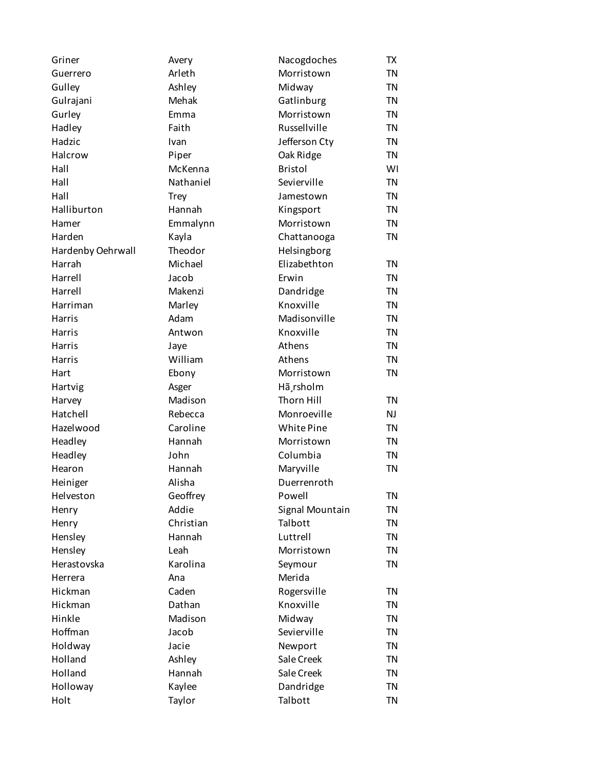| | | | |
|---|---|---|---|
| Griner | Avery | Nacogdoches | TX |
| Guerrero | Arleth | Morristown | TN |
| Gulley | Ashley | Midway | TN |
| Gulrajani | Mehak | Gatlinburg | TN |
| Gurley | Emma | Morristown | TN |
| Hadley | Faith | Russellville | TN |
| Hadzic | Ivan | Jefferson Cty | TN |
| Halcrow | Piper | Oak Ridge | TN |
| Hall | McKenna | Bristol | WI |
| Hall | Nathaniel | Sevierville | TN |
| Hall | Trey | Jamestown | TN |
| Halliburton | Hannah | Kingsport | TN |
| Hamer | Emmalynn | Morristown | TN |
| Harden | Kayla | Chattanooga | TN |
| Hardenby Oehrwall | Theodor | Helsingborg | |
| Harrah | Michael | Elizabethton | TN |
| Harrell | Jacob | Erwin | TN |
| Harrell | Makenzi | Dandridge | TN |
| Harriman | Marley | Knoxville | TN |
| Harris | Adam | Madisonville | TN |
| Harris | Antwon | Knoxville | TN |
| Harris | Jaye | Athens | TN |
| Harris | William | Athens | TN |
| Hart | Ebony | Morristown | TN |
| Hartvig | Asger | Hã¸rsholm | |
| Harvey | Madison | Thorn Hill | TN |
| Hatchell | Rebecca | Monroeville | NJ |
| Hazelwood | Caroline | White Pine | TN |
| Headley | Hannah | Morristown | TN |
| Headley | John | Columbia | TN |
| Hearon | Hannah | Maryville | TN |
| Heiniger | Alisha | Duerrenroth | |
| Helveston | Geoffrey | Powell | TN |
| Henry | Addie | Signal Mountain | TN |
| Henry | Christian | Talbott | TN |
| Hensley | Hannah | Luttrell | TN |
| Hensley | Leah | Morristown | TN |
| Herastovska | Karolina | Seymour | TN |
| Herrera | Ana | Merida | |
| Hickman | Caden | Rogersville | TN |
| Hickman | Dathan | Knoxville | TN |
| Hinkle | Madison | Midway | TN |
| Hoffman | Jacob | Sevierville | TN |
| Holdway | Jacie | Newport | TN |
| Holland | Ashley | Sale Creek | TN |
| Holland | Hannah | Sale Creek | TN |
| Holloway | Kaylee | Dandridge | TN |
| Holt | Taylor | Talbott | TN |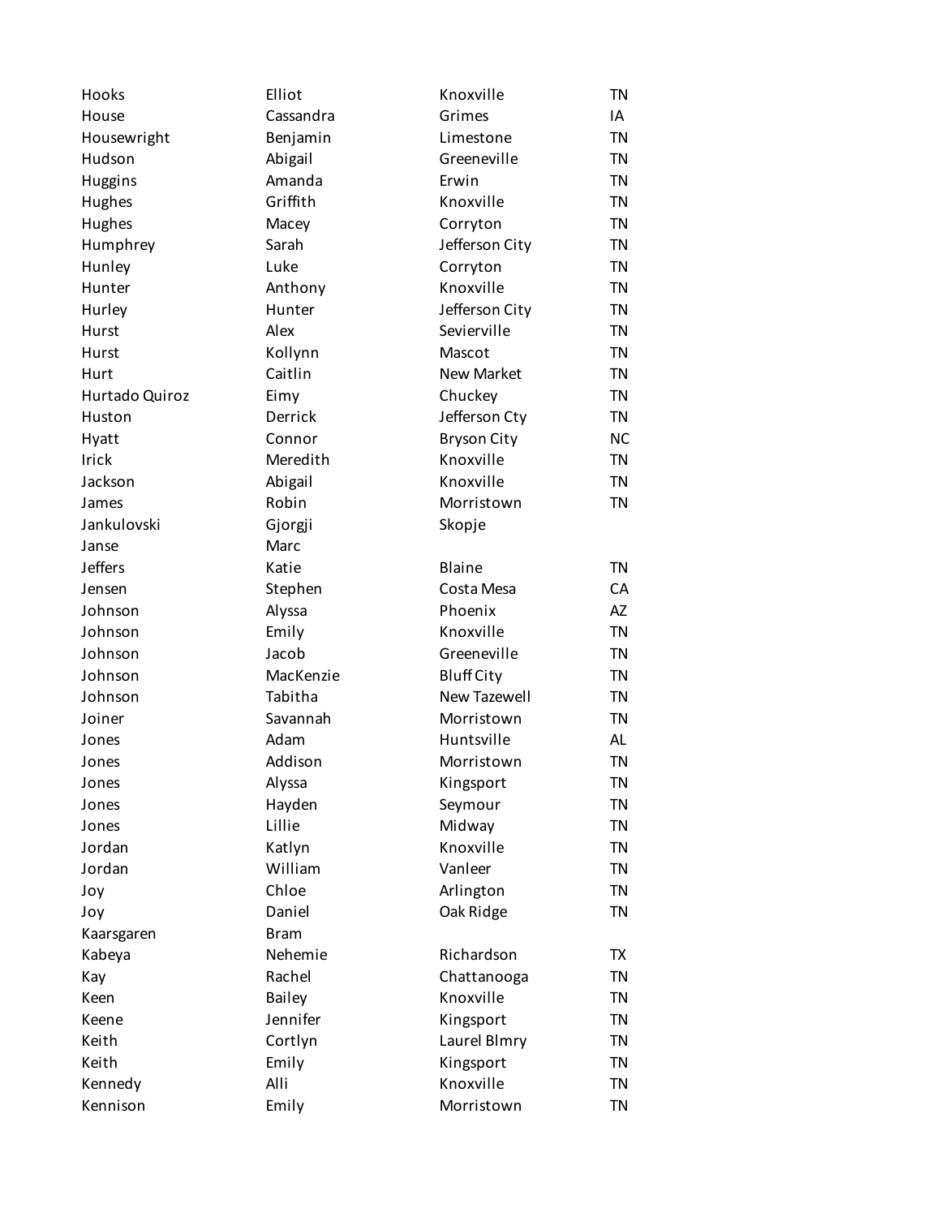| | | | |
|---|---|---|---|
| Hooks | Elliot | Knoxville | TN |
| House | Cassandra | Grimes | IA |
| Housewright | Benjamin | Limestone | TN |
| Hudson | Abigail | Greeneville | TN |
| Huggins | Amanda | Erwin | TN |
| Hughes | Griffith | Knoxville | TN |
| Hughes | Macey | Corryton | TN |
| Humphrey | Sarah | Jefferson City | TN |
| Hunley | Luke | Corryton | TN |
| Hunter | Anthony | Knoxville | TN |
| Hurley | Hunter | Jefferson City | TN |
| Hurst | Alex | Sevierville | TN |
| Hurst | Kollynn | Mascot | TN |
| Hurt | Caitlin | New Market | TN |
| Hurtado Quiroz | Eimy | Chuckey | TN |
| Huston | Derrick | Jefferson Cty | TN |
| Hyatt | Connor | Bryson City | NC |
| Irick | Meredith | Knoxville | TN |
| Jackson | Abigail | Knoxville | TN |
| James | Robin | Morristown | TN |
| Jankulovski | Gjorgji | Skopje | |
| Janse | Marc | | |
| Jeffers | Katie | Blaine | TN |
| Jensen | Stephen | Costa Mesa | CA |
| Johnson | Alyssa | Phoenix | AZ |
| Johnson | Emily | Knoxville | TN |
| Johnson | Jacob | Greeneville | TN |
| Johnson | MacKenzie | Bluff City | TN |
| Johnson | Tabitha | New Tazewell | TN |
| Joiner | Savannah | Morristown | TN |
| Jones | Adam | Huntsville | AL |
| Jones | Addison | Morristown | TN |
| Jones | Alyssa | Kingsport | TN |
| Jones | Hayden | Seymour | TN |
| Jones | Lillie | Midway | TN |
| Jordan | Katlyn | Knoxville | TN |
| Jordan | William | Vanleer | TN |
| Joy | Chloe | Arlington | TN |
| Joy | Daniel | Oak Ridge | TN |
| Kaarsgaren | Bram | | |
| Kabeya | Nehemie | Richardson | TX |
| Kay | Rachel | Chattanooga | TN |
| Keen | Bailey | Knoxville | TN |
| Keene | Jennifer | Kingsport | TN |
| Keith | Cortlyn | Laurel Blmry | TN |
| Keith | Emily | Kingsport | TN |
| Kennedy | Alli | Knoxville | TN |
| Kennison | Emily | Morristown | TN |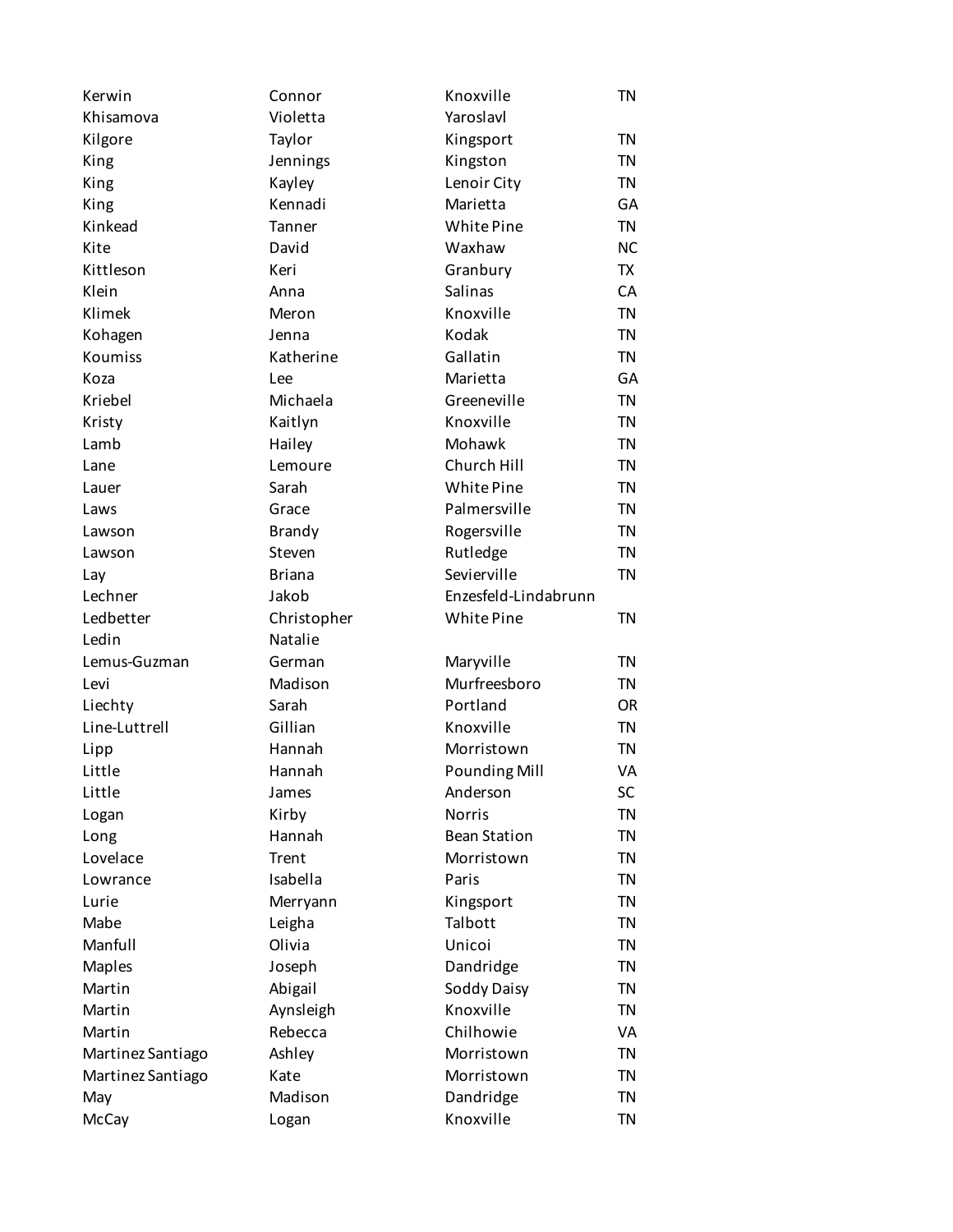| | | | |
|---|---|---|---|
| Kerwin | Connor | Knoxville | TN |
| Khisamova | Violetta | Yaroslavl | |
| Kilgore | Taylor | Kingsport | TN |
| King | Jennings | Kingston | TN |
| King | Kayley | Lenoir City | TN |
| King | Kennadi | Marietta | GA |
| Kinkead | Tanner | White Pine | TN |
| Kite | David | Waxhaw | NC |
| Kittleson | Keri | Granbury | TX |
| Klein | Anna | Salinas | CA |
| Klimek | Meron | Knoxville | TN |
| Kohagen | Jenna | Kodak | TN |
| Koumiss | Katherine | Gallatin | TN |
| Koza | Lee | Marietta | GA |
| Kriebel | Michaela | Greeneville | TN |
| Kristy | Kaitlyn | Knoxville | TN |
| Lamb | Hailey | Mohawk | TN |
| Lane | Lemoure | Church Hill | TN |
| Lauer | Sarah | White Pine | TN |
| Laws | Grace | Palmersville | TN |
| Lawson | Brandy | Rogersville | TN |
| Lawson | Steven | Rutledge | TN |
| Lay | Briana | Sevierville | TN |
| Lechner | Jakob | Enzesfeld-Lindabrunn | |
| Ledbetter | Christopher | White Pine | TN |
| Ledin | Natalie | | |
| Lemus-Guzman | German | Maryville | TN |
| Levi | Madison | Murfreesboro | TN |
| Liechty | Sarah | Portland | OR |
| Line-Luttrell | Gillian | Knoxville | TN |
| Lipp | Hannah | Morristown | TN |
| Little | Hannah | Pounding Mill | VA |
| Little | James | Anderson | SC |
| Logan | Kirby | Norris | TN |
| Long | Hannah | Bean Station | TN |
| Lovelace | Trent | Morristown | TN |
| Lowrance | Isabella | Paris | TN |
| Lurie | Merryann | Kingsport | TN |
| Mabe | Leigha | Talbott | TN |
| Manfull | Olivia | Unicoi | TN |
| Maples | Joseph | Dandridge | TN |
| Martin | Abigail | Soddy Daisy | TN |
| Martin | Aynsleigh | Knoxville | TN |
| Martin | Rebecca | Chilhowie | VA |
| Martinez Santiago | Ashley | Morristown | TN |
| Martinez Santiago | Kate | Morristown | TN |
| May | Madison | Dandridge | TN |
| McCay | Logan | Knoxville | TN |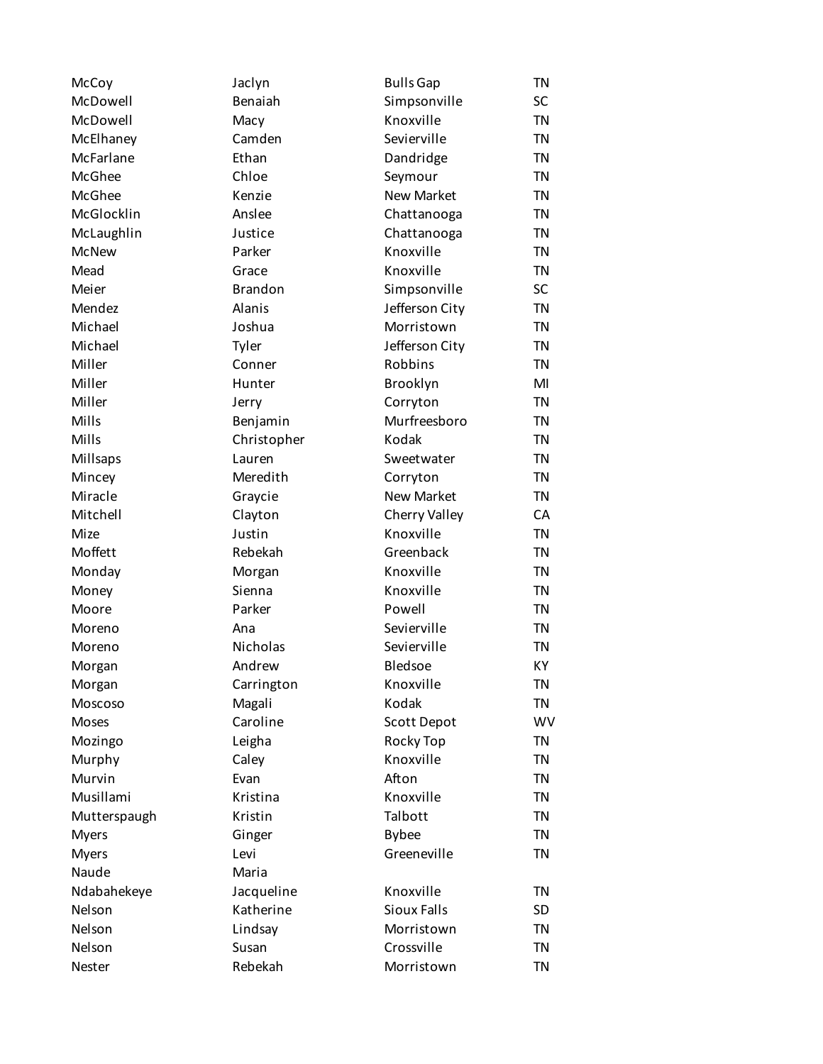| | | | |
|---|---|---|---|
| McCoy | Jaclyn | Bulls Gap | TN |
| McDowell | Benaiah | Simpsonville | SC |
| McDowell | Macy | Knoxville | TN |
| McElhaney | Camden | Sevierville | TN |
| McFarlane | Ethan | Dandridge | TN |
| McGhee | Chloe | Seymour | TN |
| McGhee | Kenzie | New Market | TN |
| McGlocklin | Anslee | Chattanooga | TN |
| McLaughlin | Justice | Chattanooga | TN |
| McNew | Parker | Knoxville | TN |
| Mead | Grace | Knoxville | TN |
| Meier | Brandon | Simpsonville | SC |
| Mendez | Alanis | Jefferson City | TN |
| Michael | Joshua | Morristown | TN |
| Michael | Tyler | Jefferson City | TN |
| Miller | Conner | Robbins | TN |
| Miller | Hunter | Brooklyn | MI |
| Miller | Jerry | Corryton | TN |
| Mills | Benjamin | Murfreesboro | TN |
| Mills | Christopher | Kodak | TN |
| Millsaps | Lauren | Sweetwater | TN |
| Mincey | Meredith | Corryton | TN |
| Miracle | Graycie | New Market | TN |
| Mitchell | Clayton | Cherry Valley | CA |
| Mize | Justin | Knoxville | TN |
| Moffett | Rebekah | Greenback | TN |
| Monday | Morgan | Knoxville | TN |
| Money | Sienna | Knoxville | TN |
| Moore | Parker | Powell | TN |
| Moreno | Ana | Sevierville | TN |
| Moreno | Nicholas | Sevierville | TN |
| Morgan | Andrew | Bledsoe | KY |
| Morgan | Carrington | Knoxville | TN |
| Moscoso | Magali | Kodak | TN |
| Moses | Caroline | Scott Depot | WV |
| Mozingo | Leigha | Rocky Top | TN |
| Murphy | Caley | Knoxville | TN |
| Murvin | Evan | Afton | TN |
| Musillami | Kristina | Knoxville | TN |
| Mutterspaugh | Kristin | Talbott | TN |
| Myers | Ginger | Bybee | TN |
| Myers | Levi | Greeneville | TN |
| Naude | Maria | | |
| Ndabahekeye | Jacqueline | Knoxville | TN |
| Nelson | Katherine | Sioux Falls | SD |
| Nelson | Lindsay | Morristown | TN |
| Nelson | Susan | Crossville | TN |
| Nester | Rebekah | Morristown | TN |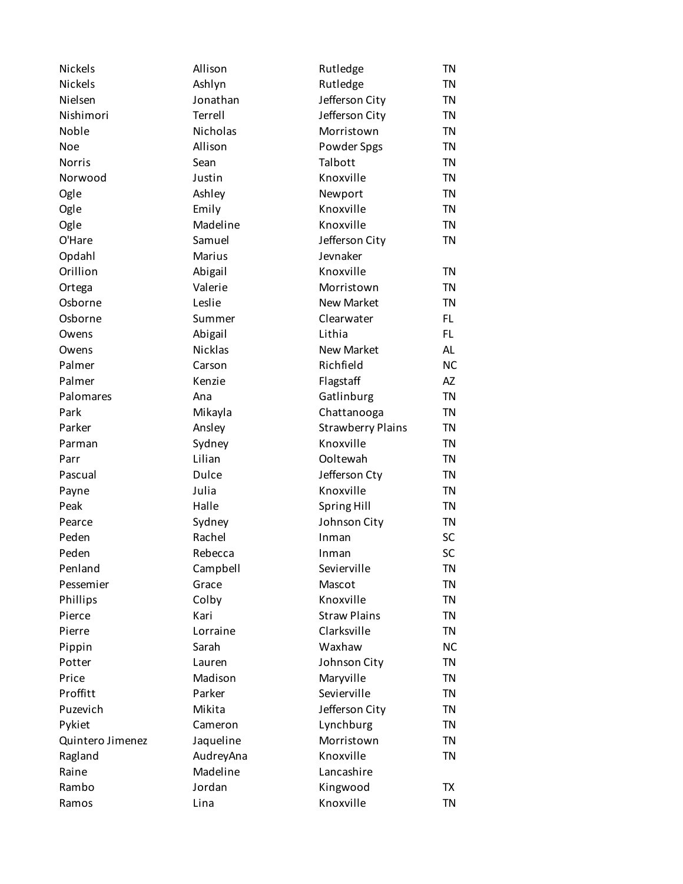| | | | |
|---|---|---|---|
| Nickels | Allison | Rutledge | TN |
| Nickels | Ashlyn | Rutledge | TN |
| Nielsen | Jonathan | Jefferson City | TN |
| Nishimori | Terrell | Jefferson City | TN |
| Noble | Nicholas | Morristown | TN |
| Noe | Allison | Powder Spgs | TN |
| Norris | Sean | Talbott | TN |
| Norwood | Justin | Knoxville | TN |
| Ogle | Ashley | Newport | TN |
| Ogle | Emily | Knoxville | TN |
| Ogle | Madeline | Knoxville | TN |
| O'Hare | Samuel | Jefferson City | TN |
| Opdahl | Marius | Jevnaker | |
| Orillion | Abigail | Knoxville | TN |
| Ortega | Valerie | Morristown | TN |
| Osborne | Leslie | New Market | TN |
| Osborne | Summer | Clearwater | FL |
| Owens | Abigail | Lithia | FL |
| Owens | Nicklas | New Market | AL |
| Palmer | Carson | Richfield | NC |
| Palmer | Kenzie | Flagstaff | AZ |
| Palomares | Ana | Gatlinburg | TN |
| Park | Mikayla | Chattanooga | TN |
| Parker | Ansley | Strawberry Plains | TN |
| Parman | Sydney | Knoxville | TN |
| Parr | Lilian | Ooltewah | TN |
| Pascual | Dulce | Jefferson Cty | TN |
| Payne | Julia | Knoxville | TN |
| Peak | Halle | Spring Hill | TN |
| Pearce | Sydney | Johnson City | TN |
| Peden | Rachel | Inman | SC |
| Peden | Rebecca | Inman | SC |
| Penland | Campbell | Sevierville | TN |
| Pessemier | Grace | Mascot | TN |
| Phillips | Colby | Knoxville | TN |
| Pierce | Kari | Straw Plains | TN |
| Pierre | Lorraine | Clarksville | TN |
| Pippin | Sarah | Waxhaw | NC |
| Potter | Lauren | Johnson City | TN |
| Price | Madison | Maryville | TN |
| Proffitt | Parker | Sevierville | TN |
| Puzevich | Mikita | Jefferson City | TN |
| Pykiet | Cameron | Lynchburg | TN |
| Quintero Jimenez | Jaqueline | Morristown | TN |
| Ragland | AudreyAna | Knoxville | TN |
| Raine | Madeline | Lancashire | |
| Rambo | Jordan | Kingwood | TX |
| Ramos | Lina | Knoxville | TN |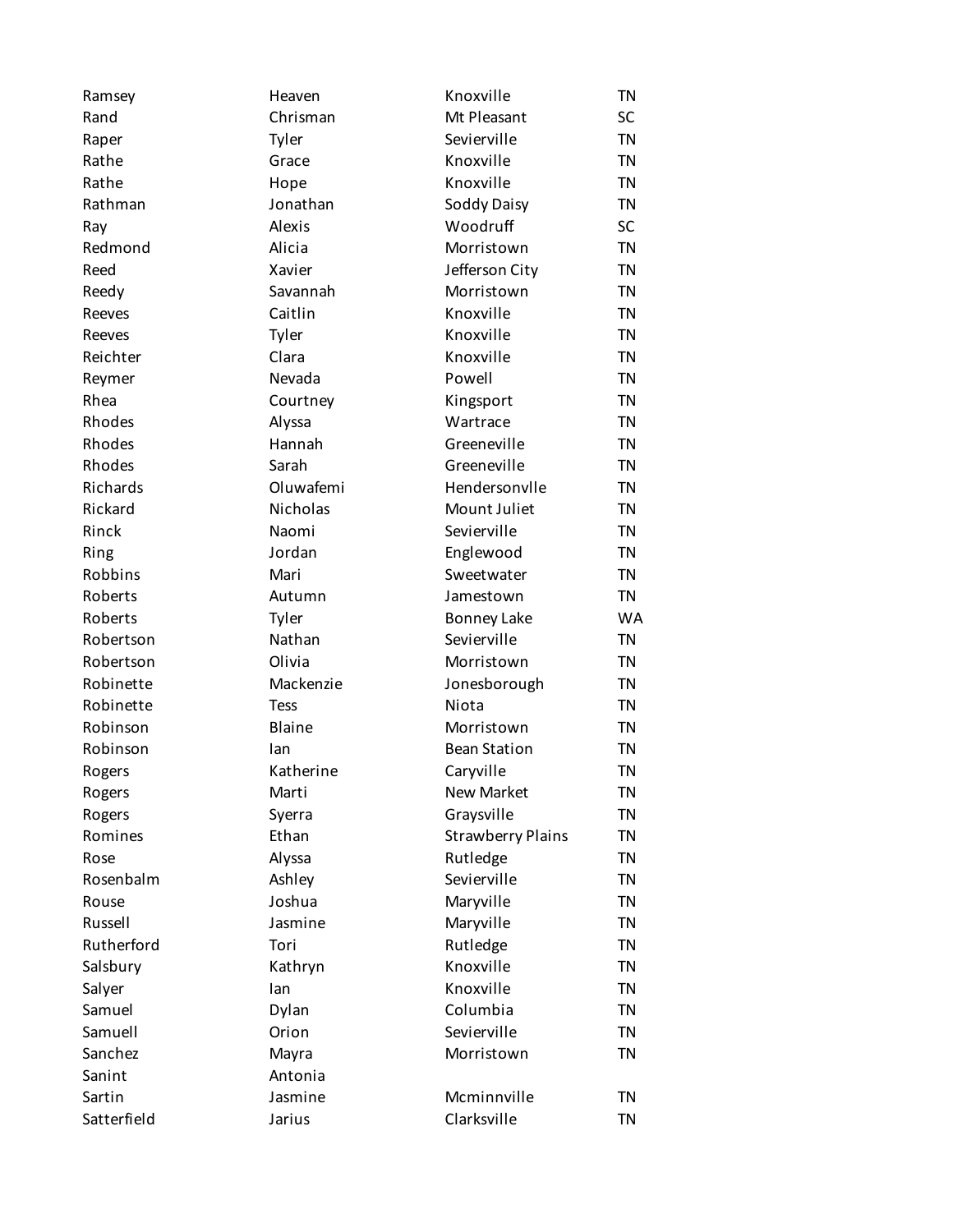| | | | |
|---|---|---|---|
| Ramsey | Heaven | Knoxville | TN |
| Rand | Chrisman | Mt Pleasant | SC |
| Raper | Tyler | Sevierville | TN |
| Rathe | Grace | Knoxville | TN |
| Rathe | Hope | Knoxville | TN |
| Rathman | Jonathan | Soddy Daisy | TN |
| Ray | Alexis | Woodruff | SC |
| Redmond | Alicia | Morristown | TN |
| Reed | Xavier | Jefferson City | TN |
| Reedy | Savannah | Morristown | TN |
| Reeves | Caitlin | Knoxville | TN |
| Reeves | Tyler | Knoxville | TN |
| Reichter | Clara | Knoxville | TN |
| Reymer | Nevada | Powell | TN |
| Rhea | Courtney | Kingsport | TN |
| Rhodes | Alyssa | Wartrace | TN |
| Rhodes | Hannah | Greeneville | TN |
| Rhodes | Sarah | Greeneville | TN |
| Richards | Oluwafemi | Hendersonvlle | TN |
| Rickard | Nicholas | Mount Juliet | TN |
| Rinck | Naomi | Sevierville | TN |
| Ring | Jordan | Englewood | TN |
| Robbins | Mari | Sweetwater | TN |
| Roberts | Autumn | Jamestown | TN |
| Roberts | Tyler | Bonney Lake | WA |
| Robertson | Nathan | Sevierville | TN |
| Robertson | Olivia | Morristown | TN |
| Robinette | Mackenzie | Jonesborough | TN |
| Robinette | Tess | Niota | TN |
| Robinson | Blaine | Morristown | TN |
| Robinson | Ian | Bean Station | TN |
| Rogers | Katherine | Caryville | TN |
| Rogers | Marti | New Market | TN |
| Rogers | Syerra | Graysville | TN |
| Romines | Ethan | Strawberry Plains | TN |
| Rose | Alyssa | Rutledge | TN |
| Rosenbalm | Ashley | Sevierville | TN |
| Rouse | Joshua | Maryville | TN |
| Russell | Jasmine | Maryville | TN |
| Rutherford | Tori | Rutledge | TN |
| Salsbury | Kathryn | Knoxville | TN |
| Salyer | Ian | Knoxville | TN |
| Samuel | Dylan | Columbia | TN |
| Samuell | Orion | Sevierville | TN |
| Sanchez | Mayra | Morristown | TN |
| Sanint | Antonia | | |
| Sartin | Jasmine | Mcminnville | TN |
| Satterfield | Jarius | Clarksville | TN |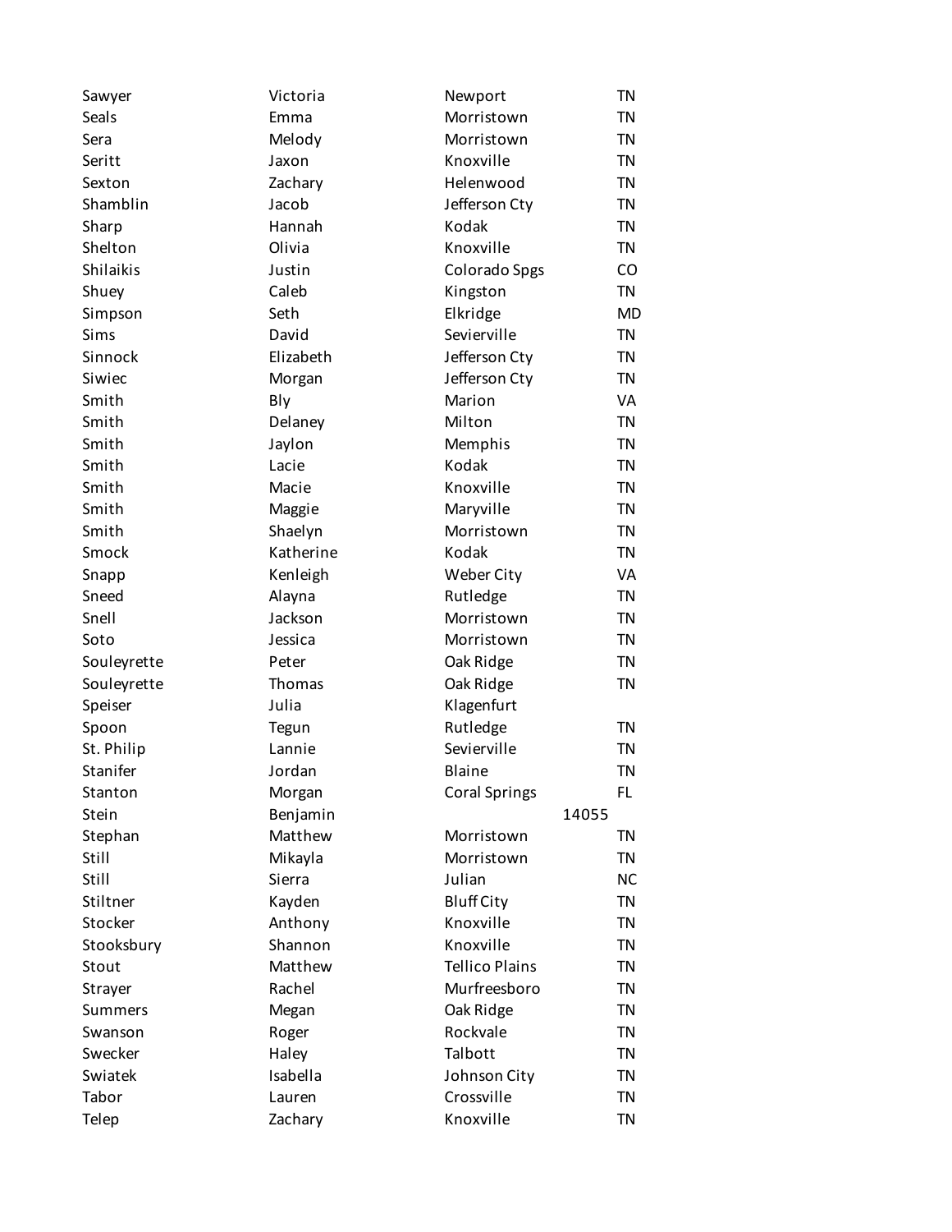| | | | |
|---|---|---|---|
| Sawyer | Victoria | Newport | TN |
| Seals | Emma | Morristown | TN |
| Sera | Melody | Morristown | TN |
| Seritt | Jaxon | Knoxville | TN |
| Sexton | Zachary | Helenwood | TN |
| Shamblin | Jacob | Jefferson Cty | TN |
| Sharp | Hannah | Kodak | TN |
| Shelton | Olivia | Knoxville | TN |
| Shilaikis | Justin | Colorado Spgs | CO |
| Shuey | Caleb | Kingston | TN |
| Simpson | Seth | Elkridge | MD |
| Sims | David | Sevierville | TN |
| Sinnock | Elizabeth | Jefferson Cty | TN |
| Siwiec | Morgan | Jefferson Cty | TN |
| Smith | Bly | Marion | VA |
| Smith | Delaney | Milton | TN |
| Smith | Jaylon | Memphis | TN |
| Smith | Lacie | Kodak | TN |
| Smith | Macie | Knoxville | TN |
| Smith | Maggie | Maryville | TN |
| Smith | Shaelyn | Morristown | TN |
| Smock | Katherine | Kodak | TN |
| Snapp | Kenleigh | Weber City | VA |
| Sneed | Alayna | Rutledge | TN |
| Snell | Jackson | Morristown | TN |
| Soto | Jessica | Morristown | TN |
| Souleyrette | Peter | Oak Ridge | TN |
| Souleyrette | Thomas | Oak Ridge | TN |
| Speiser | Julia | Klagenfurt | |
| Spoon | Tegun | Rutledge | TN |
| St. Philip | Lannie | Sevierville | TN |
| Stanifer | Jordan | Blaine | TN |
| Stanton | Morgan | Coral Springs | FL |
| Stein | Benjamin | 14055 | |
| Stephan | Matthew | Morristown | TN |
| Still | Mikayla | Morristown | TN |
| Still | Sierra | Julian | NC |
| Stiltner | Kayden | Bluff City | TN |
| Stocker | Anthony | Knoxville | TN |
| Stooksbury | Shannon | Knoxville | TN |
| Stout | Matthew | Tellico Plains | TN |
| Strayer | Rachel | Murfreesboro | TN |
| Summers | Megan | Oak Ridge | TN |
| Swanson | Roger | Rockvale | TN |
| Swecker | Haley | Talbott | TN |
| Swiatek | Isabella | Johnson City | TN |
| Tabor | Lauren | Crossville | TN |
| Telep | Zachary | Knoxville | TN |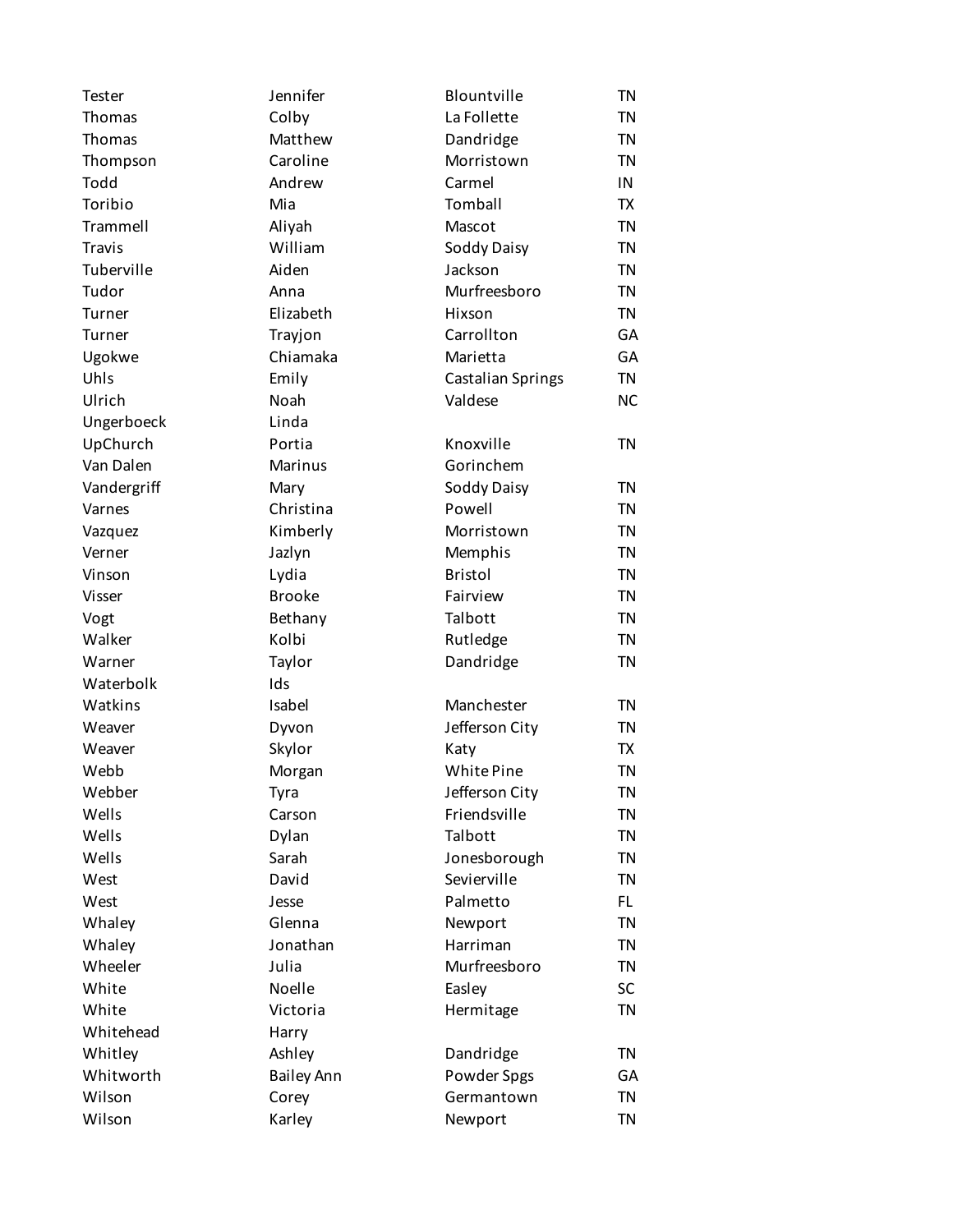| | | | |
|---|---|---|---|
| Tester | Jennifer | Blountville | TN |
| Thomas | Colby | La Follette | TN |
| Thomas | Matthew | Dandridge | TN |
| Thompson | Caroline | Morristown | TN |
| Todd | Andrew | Carmel | IN |
| Toribio | Mia | Tomball | TX |
| Trammell | Aliyah | Mascot | TN |
| Travis | William | Soddy Daisy | TN |
| Tuberville | Aiden | Jackson | TN |
| Tudor | Anna | Murfreesboro | TN |
| Turner | Elizabeth | Hixson | TN |
| Turner | Trayjon | Carrollton | GA |
| Ugokwe | Chiamaka | Marietta | GA |
| Uhls | Emily | Castalian Springs | TN |
| Ulrich | Noah | Valdese | NC |
| Ungerboeck | Linda | | |
| UpChurch | Portia | Knoxville | TN |
| Van Dalen | Marinus | Gorinchem | |
| Vandergriff | Mary | Soddy Daisy | TN |
| Varnes | Christina | Powell | TN |
| Vazquez | Kimberly | Morristown | TN |
| Verner | Jazlyn | Memphis | TN |
| Vinson | Lydia | Bristol | TN |
| Visser | Brooke | Fairview | TN |
| Vogt | Bethany | Talbott | TN |
| Walker | Kolbi | Rutledge | TN |
| Warner | Taylor | Dandridge | TN |
| Waterbolk | Ids | | |
| Watkins | Isabel | Manchester | TN |
| Weaver | Dyvon | Jefferson City | TN |
| Weaver | Skylor | Katy | TX |
| Webb | Morgan | White Pine | TN |
| Webber | Tyra | Jefferson City | TN |
| Wells | Carson | Friendsville | TN |
| Wells | Dylan | Talbott | TN |
| Wells | Sarah | Jonesborough | TN |
| West | David | Sevierville | TN |
| West | Jesse | Palmetto | FL |
| Whaley | Glenna | Newport | TN |
| Whaley | Jonathan | Harriman | TN |
| Wheeler | Julia | Murfreesboro | TN |
| White | Noelle | Easley | SC |
| White | Victoria | Hermitage | TN |
| Whitehead | Harry | | |
| Whitley | Ashley | Dandridge | TN |
| Whitworth | Bailey Ann | Powder Spgs | GA |
| Wilson | Corey | Germantown | TN |
| Wilson | Karley | Newport | TN |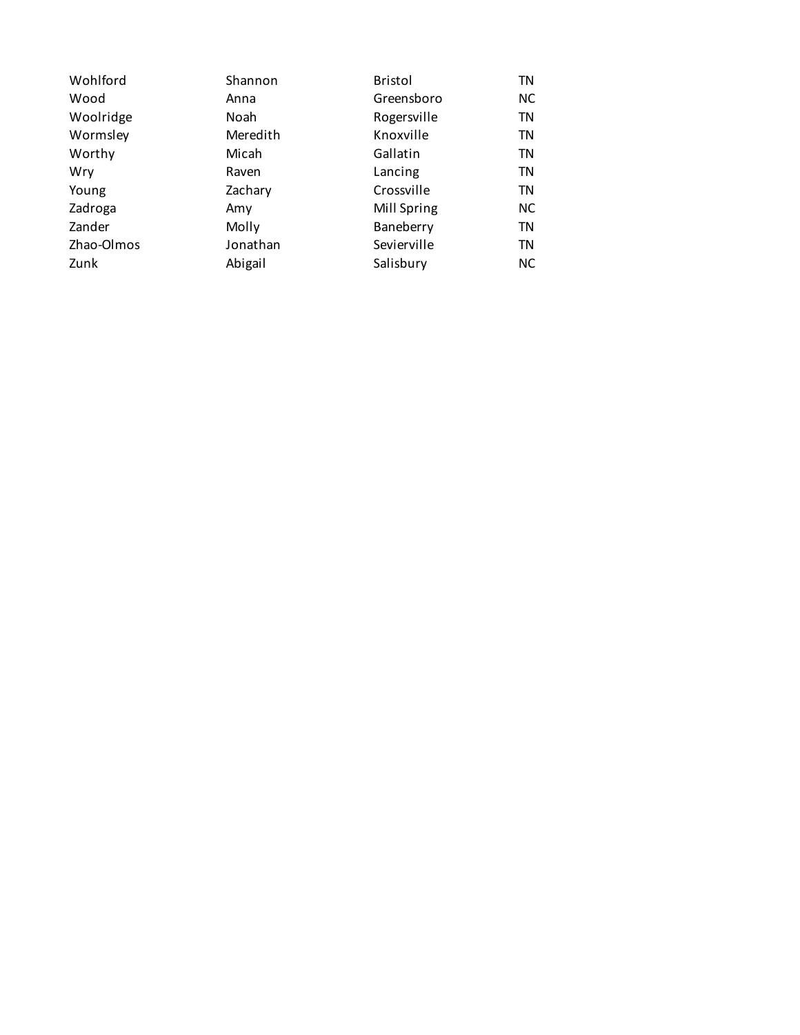| | | | |
|---|---|---|---|
| Wohlford | Shannon | Bristol | TN |
| Wood | Anna | Greensboro | NC |
| Woolridge | Noah | Rogersville | TN |
| Wormsley | Meredith | Knoxville | TN |
| Worthy | Micah | Gallatin | TN |
| Wry | Raven | Lancing | TN |
| Young | Zachary | Crossville | TN |
| Zadroga | Amy | Mill Spring | NC |
| Zander | Molly | Baneberry | TN |
| Zhao-Olmos | Jonathan | Sevierville | TN |
| Zunk | Abigail | Salisbury | NC |